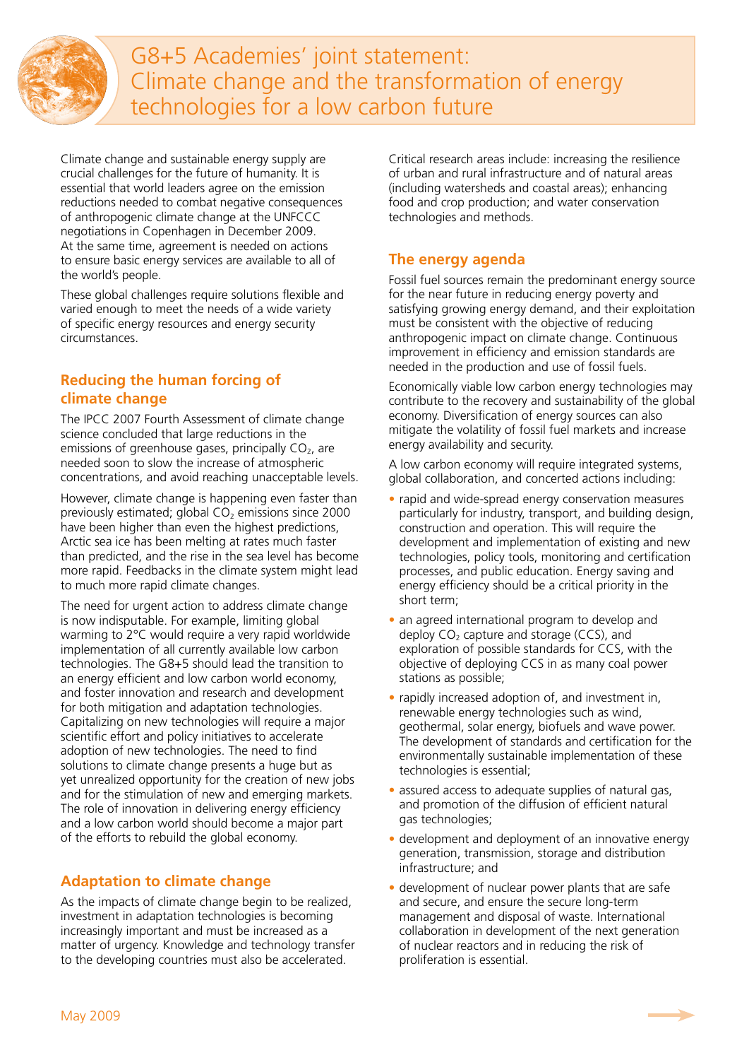# G8+5 Academies' joint statement: Climate change and the transformation of energy technologies for a low carbon future

Climate change and sustainable energy supply are crucial challenges for the future of humanity. It is essential that world leaders agree on the emission reductions needed to combat negative consequences of anthropogenic climate change at the UNFCCC negotiations in Copenhagen in December 2009. At the same time, agreement is needed on actions to ensure basic energy services are available to all of the world's people.

These global challenges require solutions flexible and varied enough to meet the needs of a wide variety of specific energy resources and energy security circumstances.

## Reducing the human forcing of climate change

The IPCC 2007 Fourth Assessment of climate change science concluded that large reductions in the emissions of greenhouse gases, principally $CO_2$, are needed soon to slow the increase of atmospheric concentrations, and avoid reaching unacceptable levels.

However, climate change is happening even faster than previously estimated; global $CO_2$ emissions since 2000 have been higher than even the highest predictions, Arctic sea ice has been melting at rates much faster than predicted, and the rise in the sea level has become more rapid. Feedbacks in the climate system might lead to much more rapid climate changes.

The need for urgent action to address climate change is now indisputable. For example, limiting global warming to 2°C would require a very rapid worldwide implementation of all currently available low carbon technologies. The G8+5 should lead the transition to an energy efficient and low carbon world economy, and foster innovation and research and development for both mitigation and adaptation technologies. Capitalizing on new technologies will require a major scientific effort and policy initiatives to accelerate adoption of new technologies. The need to find solutions to climate change presents a huge but as yet unrealized opportunity for the creation of new jobs and for the stimulation of new and emerging markets. The role of innovation in delivering energy efficiency and a low carbon world should become a major part of the efforts to rebuild the global economy.

## Adaptation to climate change

As the impacts of climate change begin to be realized, investment in adaptation technologies is becoming increasingly important and must be increased as a matter of urgency. Knowledge and technology transfer to the developing countries must also be accelerated.

Critical research areas include: increasing the resilience of urban and rural infrastructure and of natural areas (including watersheds and coastal areas); enhancing food and crop production; and water conservation technologies and methods.

## The energy agenda

Fossil fuel sources remain the predominant energy source for the near future in reducing energy poverty and satisfying growing energy demand, and their exploitation must be consistent with the objective of reducing anthropogenic impact on climate change. Continuous improvement in efficiency and emission standards are needed in the production and use of fossil fuels.

Economically viable low carbon energy technologies may contribute to the recovery and sustainability of the global economy. Diversification of energy sources can also mitigate the volatility of fossil fuel markets and increase energy availability and security.

A low carbon economy will require integrated systems, global collaboration, and concerted actions including:

- rapid and wide-spread energy conservation measures particularly for industry, transport, and building design, construction and operation. This will require the development and implementation of existing and new technologies, policy tools, monitoring and certification processes, and public education. Energy saving and energy efficiency should be a critical priority in the short term;
- an agreed international program to develop and deploy $CO_2$ capture and storage (CCS), and exploration of possible standards for CCS, with the objective of deploying CCS in as many coal power stations as possible;
- rapidly increased adoption of, and investment in, renewable energy technologies such as wind, geothermal, solar energy, biofuels and wave power. The development of standards and certification for the environmentally sustainable implementation of these technologies is essential;
- assured access to adequate supplies of natural gas, and promotion of the diffusion of efficient natural gas technologies;
- development and deployment of an innovative energy generation, transmission, storage and distribution infrastructure; and
- development of nuclear power plants that are safe and secure, and ensure the secure long-term management and disposal of waste. International collaboration in development of the next generation of nuclear reactors and in reducing the risk of proliferation is essential.

May 2009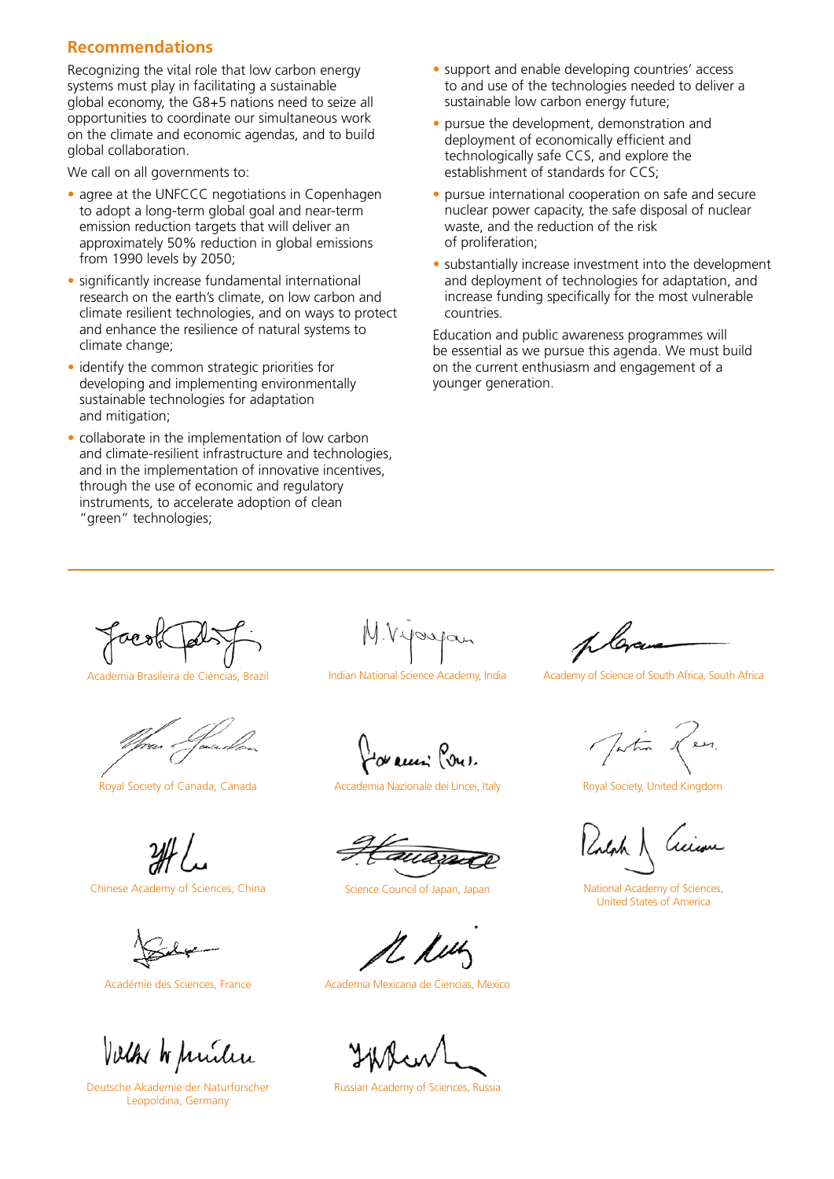## Recommendations

Recognizing the vital role that low carbon energy systems must play in facilitating a sustainable global economy, the G8+5 nations need to seize all opportunities to coordinate our simultaneous work on the climate and economic agendas, and to build global collaboration.

We call on all governments to:

- agree at the UNFCCC negotiations in Copenhagen to adopt a long-term global goal and near-term emission reduction targets that will deliver an approximately 50% reduction in global emissions from 1990 levels by 2050;
- significantly increase fundamental international research on the earth's climate, on low carbon and climate resilient technologies, and on ways to protect and enhance the resilience of natural systems to climate change;
- identify the common strategic priorities for developing and implementing environmentally sustainable technologies for adaptation and mitigation;
- collaborate in the implementation of low carbon and climate-resilient infrastructure and technologies, and in the implementation of innovative incentives, through the use of economic and regulatory instruments, to accelerate adoption of clean "green" technologies;
- support and enable developing countries' access to and use of the technologies needed to deliver a sustainable low carbon energy future;
- pursue the development, demonstration and deployment of economically efficient and technologically safe CCS, and explore the establishment of standards for CCS;
- pursue international cooperation on safe and secure nuclear power capacity, the safe disposal of nuclear waste, and the reduction of the risk of proliferation;
- substantially increase investment into the development and deployment of technologies for adaptation, and increase funding specifically for the most vulnerable countries.

Education and public awareness programmes will be essential as we pursue this agenda. We must build on the current enthusiasm and engagement of a younger generation.

---

Academia Brasileira de Ciéncias, Brazil

Indian National Science Academy, India

Academy of Science of South Africa, South Africa

Royal Society of Canada, Canada

Accademia Nazionale dei Lincei, Italy

Royal Society, United Kingdom

Chinese Academy of Sciences, China

Science Council of Japan, Japan

National Academy of Sciences, United States of America

Académie des Sciences, France

Academia Mexicana de Ciencias, Mexico

Deutsche Akademie der Naturforscher Leopoldina, Germany

Russian Academy of Sciences, Russia